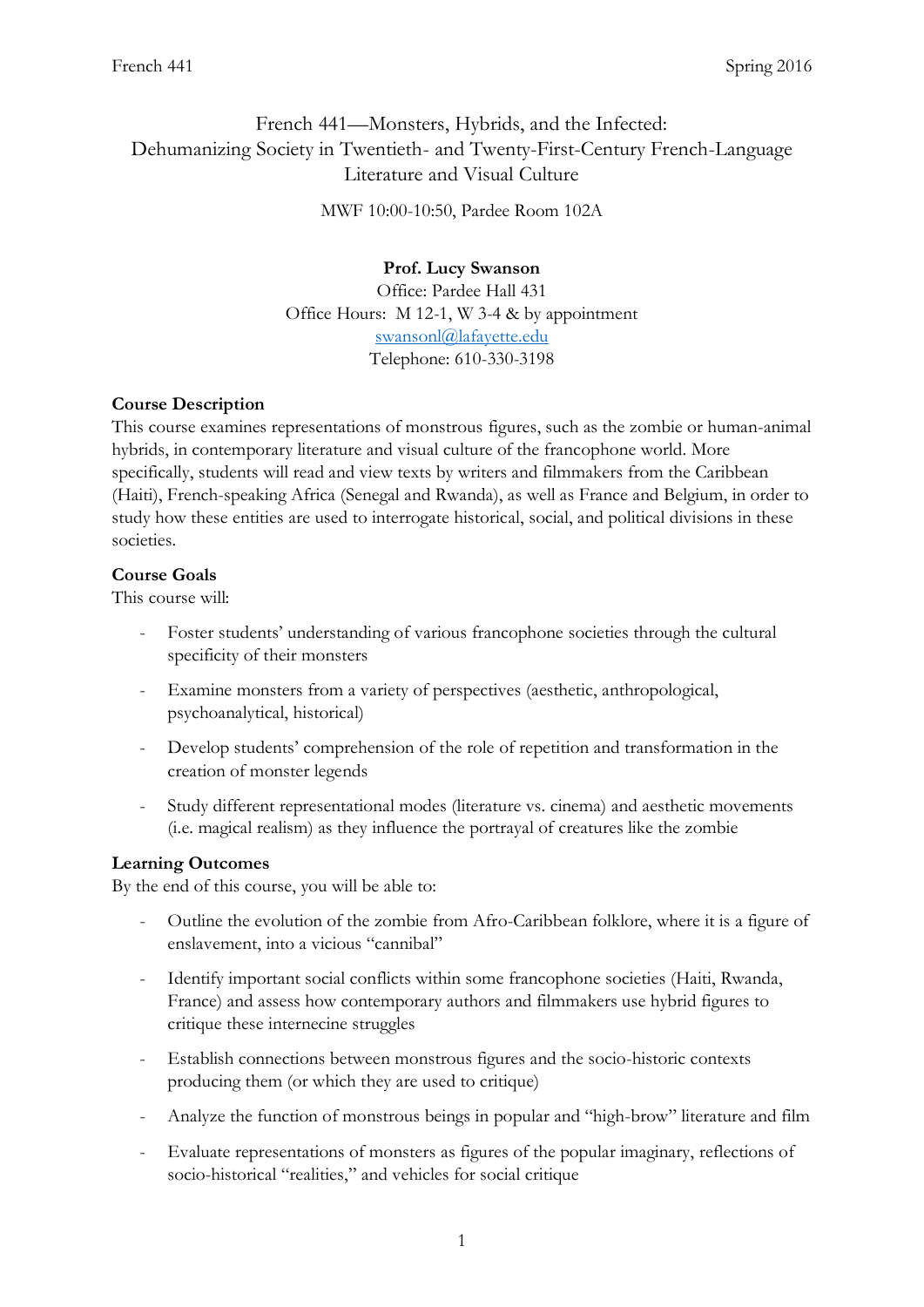# French 441—Monsters, Hybrids, and the Infected: Dehumanizing Society in Twentieth- and Twenty-First-Century French-Language Literature and Visual Culture

MWF 10:00-10:50, Pardee Room 102A

**Prof. Lucy Swanson**
Office: Pardee Hall 431
Office Hours: M 12-1, W 3-4 & by appointment
swansonl@lafayette.edu
Telephone: 610-330-3198

## Course Description

This course examines representations of monstrous figures, such as the zombie or human-animal hybrids, in contemporary literature and visual culture of the francophone world. More specifically, students will read and view texts by writers and filmmakers from the Caribbean (Haiti), French-speaking Africa (Senegal and Rwanda), as well as France and Belgium, in order to study how these entities are used to interrogate historical, social, and political divisions in these societies.

## Course Goals

This course will:

- Foster students' understanding of various francophone societies through the cultural specificity of their monsters
- Examine monsters from a variety of perspectives (aesthetic, anthropological, psychoanalytical, historical)
- Develop students' comprehension of the role of repetition and transformation in the creation of monster legends
- Study different representational modes (literature vs. cinema) and aesthetic movements (i.e. magical realism) as they influence the portrayal of creatures like the zombie

## Learning Outcomes

By the end of this course, you will be able to:

- Outline the evolution of the zombie from Afro-Caribbean folklore, where it is a figure of enslavement, into a vicious "cannibal"
- Identify important social conflicts within some francophone societies (Haiti, Rwanda, France) and assess how contemporary authors and filmmakers use hybrid figures to critique these internecine struggles
- Establish connections between monstrous figures and the socio-historic contexts producing them (or which they are used to critique)
- Analyze the function of monstrous beings in popular and "high-brow" literature and film
- Evaluate representations of monsters as figures of the popular imaginary, reflections of socio-historical "realities," and vehicles for social critique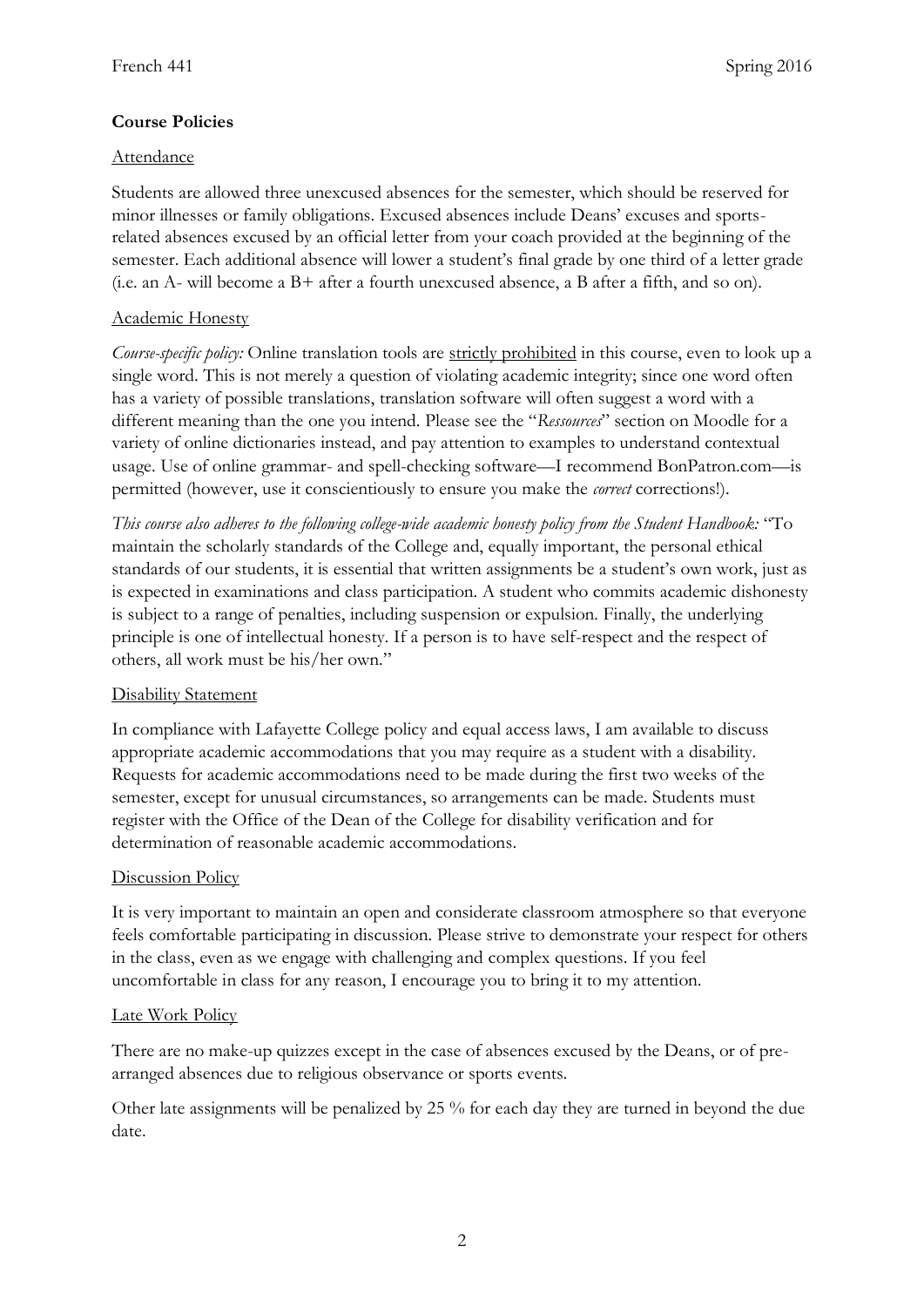## Course Policies

### Attendance

Students are allowed three unexcused absences for the semester, which should be reserved for minor illnesses or family obligations. Excused absences include Deans' excuses and sports-related absences excused by an official letter from your coach provided at the beginning of the semester. Each additional absence will lower a student's final grade by one third of a letter grade (i.e. an A- will become a B+ after a fourth unexcused absence, a B after a fifth, and so on).

### Academic Honesty

*Course-specific policy:* Online translation tools are strictly prohibited in this course, even to look up a single word. This is not merely a question of violating academic integrity; since one word often has a variety of possible translations, translation software will often suggest a word with a different meaning than the one you intend. Please see the "*Ressources*" section on Moodle for a variety of online dictionaries instead, and pay attention to examples to understand contextual usage. Use of online grammar- and spell-checking software—I recommend BonPatron.com—is permitted (however, use it conscientiously to ensure you make the *correct* corrections!).

*This course also adheres to the following college-wide academic honesty policy from the Student Handbook:* "To maintain the scholarly standards of the College and, equally important, the personal ethical standards of our students, it is essential that written assignments be a student's own work, just as is expected in examinations and class participation. A student who commits academic dishonesty is subject to a range of penalties, including suspension or expulsion. Finally, the underlying principle is one of intellectual honesty. If a person is to have self-respect and the respect of others, all work must be his/her own."

### Disability Statement

In compliance with Lafayette College policy and equal access laws, I am available to discuss appropriate academic accommodations that you may require as a student with a disability. Requests for academic accommodations need to be made during the first two weeks of the semester, except for unusual circumstances, so arrangements can be made. Students must register with the Office of the Dean of the College for disability verification and for determination of reasonable academic accommodations.

### Discussion Policy

It is very important to maintain an open and considerate classroom atmosphere so that everyone feels comfortable participating in discussion. Please strive to demonstrate your respect for others in the class, even as we engage with challenging and complex questions. If you feel uncomfortable in class for any reason, I encourage you to bring it to my attention.

### Late Work Policy

There are no make-up quizzes except in the case of absences excused by the Deans, or of pre-arranged absences due to religious observance or sports events.

Other late assignments will be penalized by 25 % for each day they are turned in beyond the due date.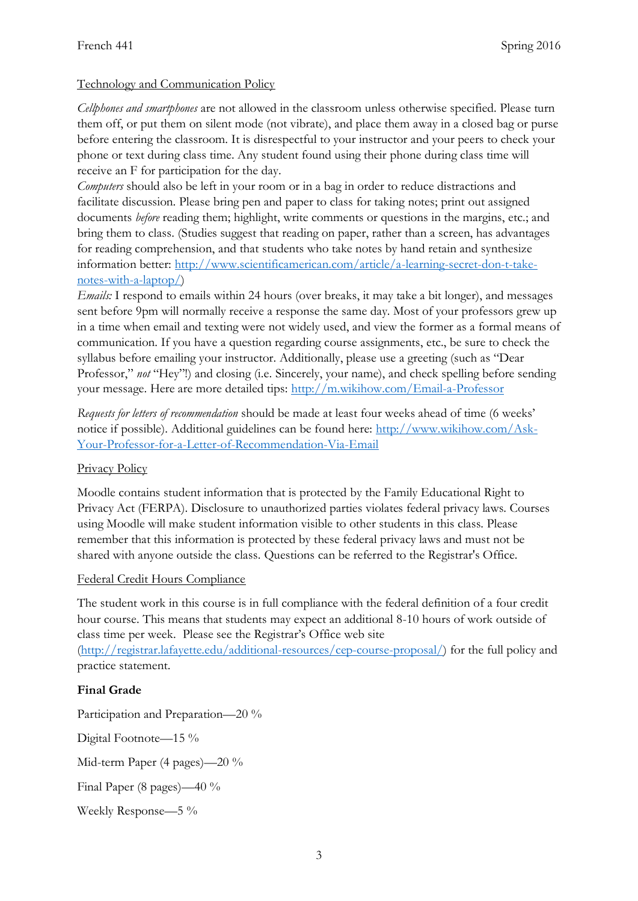## Technology and Communication Policy

*Cellphones and smartphones* are not allowed in the classroom unless otherwise specified. Please turn them off, or put them on silent mode (not vibrate), and place them away in a closed bag or purse before entering the classroom. It is disrespectful to your instructor and your peers to check your phone or text during class time. Any student found using their phone during class time will receive an F for participation for the day.

*Computers* should also be left in your room or in a bag in order to reduce distractions and facilitate discussion. Please bring pen and paper to class for taking notes; print out assigned documents *before* reading them; highlight, write comments or questions in the margins, etc.; and bring them to class. (Studies suggest that reading on paper, rather than a screen, has advantages for reading comprehension, and that students who take notes by hand retain and synthesize information better: [http://www.scientificamerican.com/article/a-learning-secret-don-t-take-notes-with-a-laptop/](http://www.scientificamerican.com/article/a-learning-secret-don-t-take-notes-with-a-laptop/))

*Emails:* I respond to emails within 24 hours (over breaks, it may take a bit longer), and messages sent before 9pm will normally receive a response the same day. Most of your professors grew up in a time when email and texting were not widely used, and view the former as a formal means of communication. If you have a question regarding course assignments, etc., be sure to check the syllabus before emailing your instructor. Additionally, please use a greeting (such as "Dear Professor," *not* "Hey"!) and closing (i.e. Sincerely, your name), and check spelling before sending your message. Here are more detailed tips: [http://m.wikihow.com/Email-a-Professor](http://m.wikihow.com/Email-a-Professor)

*Requests for letters of recommendation* should be made at least four weeks ahead of time (6 weeks' notice if possible). Additional guidelines can be found here: [http://www.wikihow.com/Ask-Your-Professor-for-a-Letter-of-Recommendation-Via-Email](http://www.wikihow.com/Ask-Your-Professor-for-a-Letter-of-Recommendation-Via-Email)

## Privacy Policy

Moodle contains student information that is protected by the Family Educational Right to Privacy Act (FERPA). Disclosure to unauthorized parties violates federal privacy laws. Courses using Moodle will make student information visible to other students in this class. Please remember that this information is protected by these federal privacy laws and must not be shared with anyone outside the class. Questions can be referred to the Registrar's Office.

## Federal Credit Hours Compliance

The student work in this course is in full compliance with the federal definition of a four credit hour course. This means that students may expect an additional 8-10 hours of work outside of class time per week. Please see the Registrar's Office web site ([http://registrar.lafayette.edu/additional-resources/cep-course-proposal/](http://registrar.lafayette.edu/additional-resources/cep-course-proposal/)) for the full policy and practice statement.

**Final Grade**

Participation and Preparation—20 %

Digital Footnote—15 %

Mid-term Paper (4 pages)—20 %

Final Paper (8 pages)—40 %

Weekly Response—5 %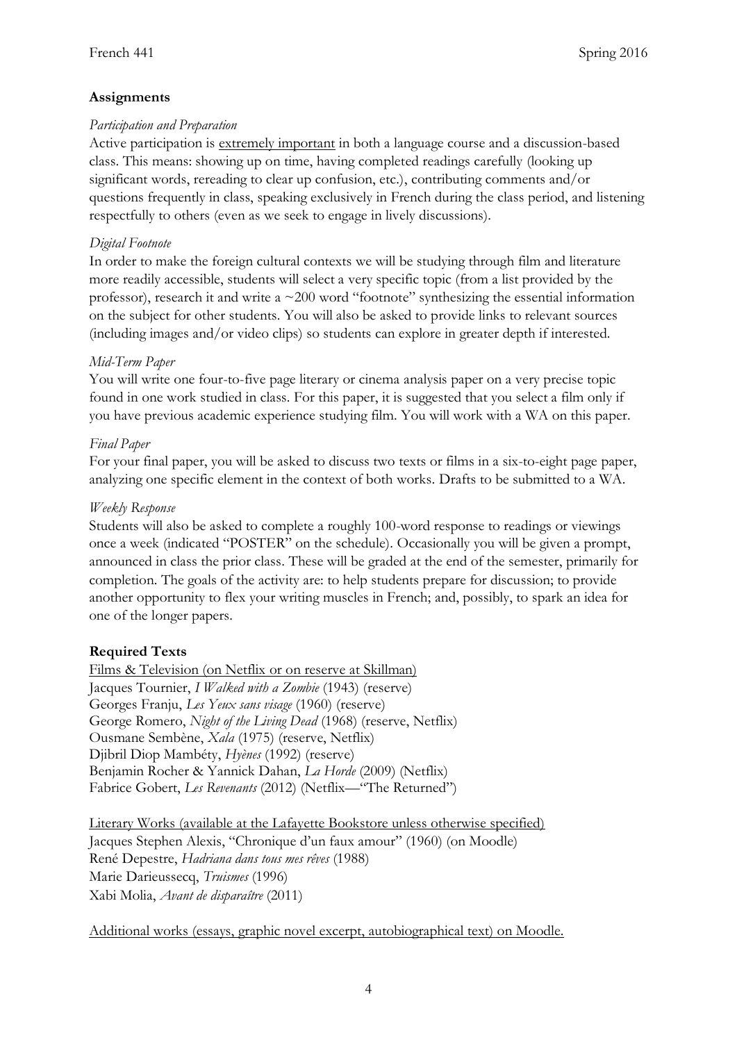## Assignments

### *Participation and Preparation*

Active participation is <u>extremely important</u> in both a language course and a discussion-based class. This means: showing up on time, having completed readings carefully (looking up significant words, rereading to clear up confusion, etc.), contributing comments and/or questions frequently in class, speaking exclusively in French during the class period, and listening respectfully to others (even as we seek to engage in lively discussions).

### *Digital Footnote*

In order to make the foreign cultural contexts we will be studying through film and literature more readily accessible, students will select a very specific topic (from a list provided by the professor), research it and write a ~200 word "footnote" synthesizing the essential information on the subject for other students. You will also be asked to provide links to relevant sources (including images and/or video clips) so students can explore in greater depth if interested.

### *Mid-Term Paper*

You will write one four-to-five page literary or cinema analysis paper on a very precise topic found in one work studied in class. For this paper, it is suggested that you select a film only if you have previous academic experience studying film. You will work with a WA on this paper.

### *Final Paper*

For your final paper, you will be asked to discuss two texts or films in a six-to-eight page paper, analyzing one specific element in the context of both works. Drafts to be submitted to a WA.

### *Weekly Response*

Students will also be asked to complete a roughly 100-word response to readings or viewings once a week (indicated "POSTER" on the schedule). Occasionally you will be given a prompt, announced in class the prior class. These will be graded at the end of the semester, primarily for completion. The goals of the activity are: to help students prepare for discussion; to provide another opportunity to flex your writing muscles in French; and, possibly, to spark an idea for one of the longer papers.

## Required Texts

<u>Films & Television (on Netflix or on reserve at Skillman)</u>
Jacques Tournier, *I Walked with a Zombie* (1943) (reserve)
Georges Franju, *Les Yeux sans visage* (1960) (reserve)
George Romero, *Night of the Living Dead* (1968) (reserve, Netflix)
Ousmane Sembène, *Xala* (1975) (reserve, Netflix)
Djibril Diop Mambéty, *Hyènes* (1992) (reserve)
Benjamin Rocher & Yannick Dahan, *La Horde* (2009) (Netflix)
Fabrice Gobert, *Les Revenants* (2012) (Netflix—"The Returned")

<u>Literary Works (available at the Lafayette Bookstore unless otherwise specified)</u>
Jacques Stephen Alexis, "Chronique d'un faux amour" (1960) (on Moodle)
René Depestre, *Hadriana dans tous mes rêves* (1988)
Marie Darieussecq, *Truismes* (1996)
Xabi Molia, *Avant de disparaître* (2011)

<u>Additional works (essays, graphic novel excerpt, autobiographical text) on Moodle.</u>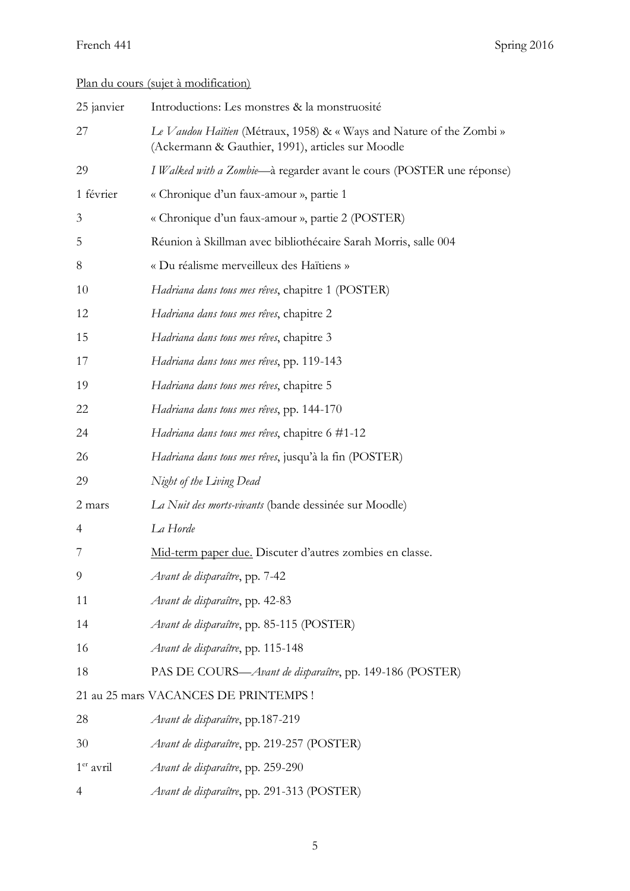<u>Plan du cours (sujet à modification)</u>

| | |
|---|---|
| 25 janvier | Introductions: Les monstres & la monstruosité |
| 27 | *Le Vaudou Haïtien* (Métraux, 1958) & « Ways and Nature of the Zombi » (Ackermann & Gauthier, 1991), articles sur Moodle |
| 29 | *I Walked with a Zombie*—à regarder avant le cours (POSTER une réponse) |
| 1 février | « Chronique d'un faux-amour », partie 1 |
| 3 | « Chronique d'un faux-amour », partie 2 (POSTER) |
| 5 | Réunion à Skillman avec bibliothécaire Sarah Morris, salle 004 |
| 8 | « Du réalisme merveilleux des Haïtiens » |
| 10 | *Hadriana dans tous mes rêves*, chapitre 1 (POSTER) |
| 12 | *Hadriana dans tous mes rêves*, chapitre 2 |
| 15 | *Hadriana dans tous mes rêves*, chapitre 3 |
| 17 | *Hadriana dans tous mes rêves*, pp. 119-143 |
| 19 | *Hadriana dans tous mes rêves*, chapitre 5 |
| 22 | *Hadriana dans tous mes rêves*, pp. 144-170 |
| 24 | *Hadriana dans tous mes rêves*, chapitre 6 #1-12 |
| 26 | *Hadriana dans tous mes rêves*, jusqu'à la fin (POSTER) |
| 29 | *Night of the Living Dead* |
| 2 mars | *La Nuit des morts-vivants* (bande dessinée sur Moodle) |
| 4 | *La Horde* |
| 7 | <u>Mid-term paper due.</u> Discuter d'autres zombies en classe. |
| 9 | *Avant de disparaître*, pp. 7-42 |
| 11 | *Avant de disparaître*, pp. 42-83 |
| 14 | *Avant de disparaître*, pp. 85-115 (POSTER) |
| 16 | *Avant de disparaître*, pp. 115-148 |
| 18 | PAS DE COURS—*Avant de disparaître*, pp. 149-186 (POSTER) |
| 21 au 25 mars | VACANCES DE PRINTEMPS ! |
| 28 | *Avant de disparaître*, pp.187-219 |
| 30 | *Avant de disparaître*, pp. 219-257 (POSTER) |
| 1er avril | *Avant de disparaître*, pp. 259-290 |
| 4 | *Avant de disparaître*, pp. 291-313 (POSTER) |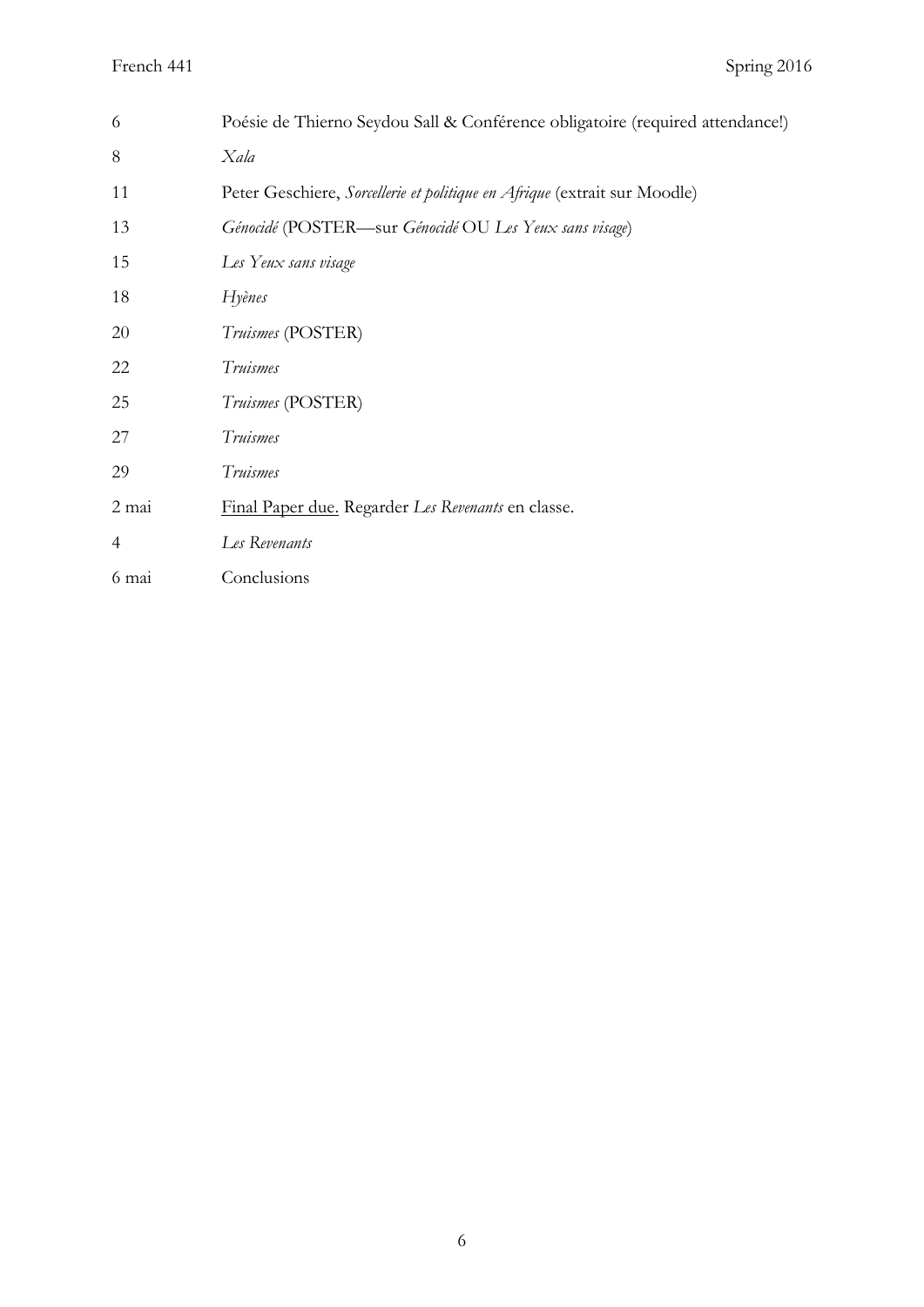| | |
|---|---|
| 6 | Poésie de Thierno Seydou Sall & Conférence obligatoire (required attendance!) |
| 8 | *Xala* |
| 11 | Peter Geschiere, *Sorcellerie et politique en Afrique* (extrait sur Moodle) |
| 13 | *Génocidé* (POSTER—sur *Génocidé* OU *Les Yeux sans visage*) |
| 15 | *Les Yeux sans visage* |
| 18 | *Hyènes* |
| 20 | *Truismes* (POSTER) |
| 22 | *Truismes* |
| 25 | *Truismes* (POSTER) |
| 27 | *Truismes* |
| 29 | *Truismes* |
| 2 mai | <u>Final Paper due.</u> Regarder *Les Revenants* en classe. |
| 4 | *Les Revenants* |
| 6 mai | Conclusions |